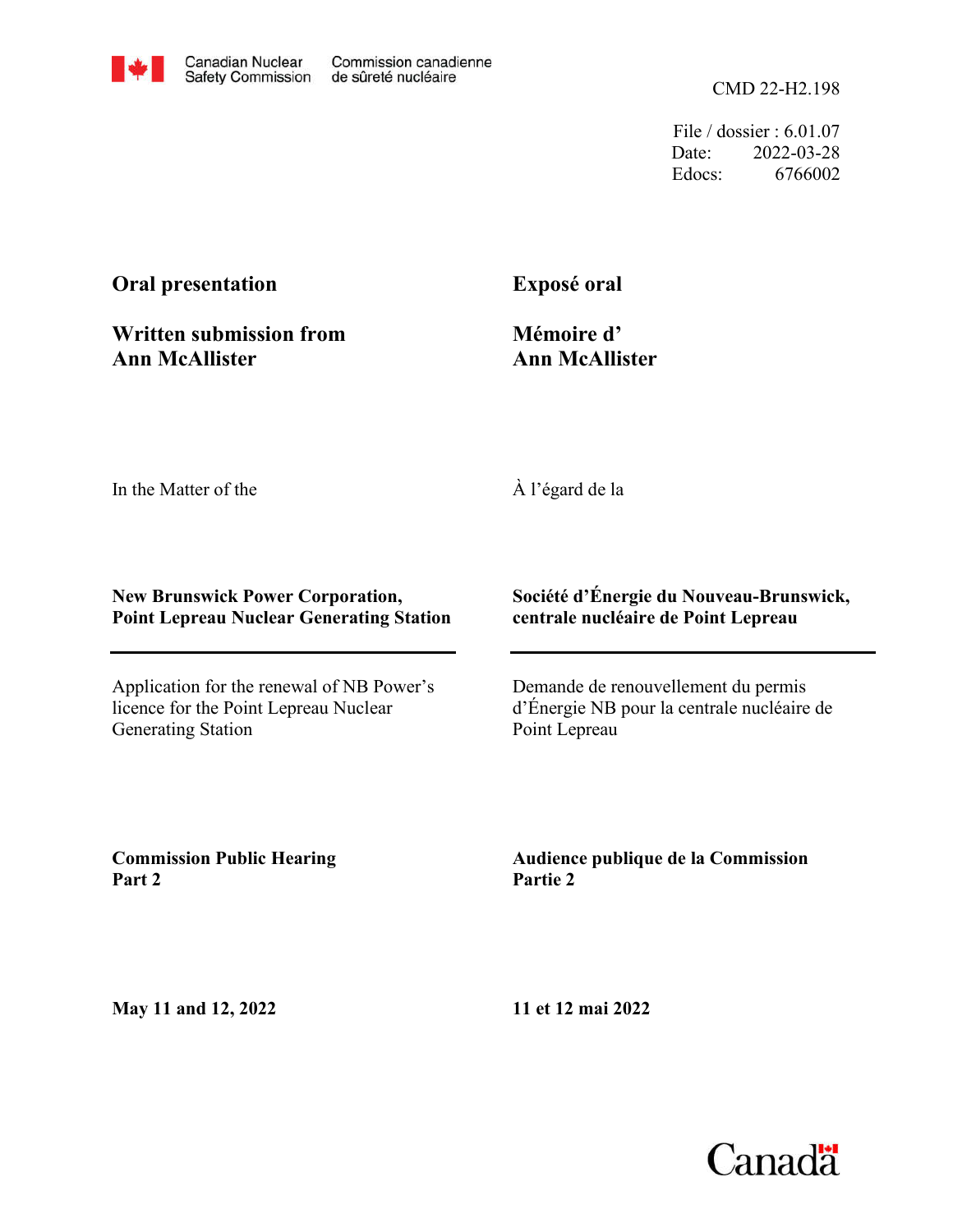Canadian Nuclear Safety Commission | Commission canadienne de sûreté nucléaire

CMD 22-H2.198

File / dossier : 6.01.07
Date: 2022-03-28
Edocs: 6766002

**Oral presentation**

**Written submission from Ann McAllister**

**Exposé oral**

**Mémoire d' Ann McAllister**

In the Matter of the

À l'égard de la

**New Brunswick Power Corporation, Point Lepreau Nuclear Generating Station**

**Société d'Énergie du Nouveau-Brunswick, centrale nucléaire de Point Lepreau**

Application for the renewal of NB Power's licence for the Point Lepreau Nuclear Generating Station

Demande de renouvellement du permis d'Énergie NB pour la centrale nucléaire de Point Lepreau

**Commission Public Hearing Part 2**

**Audience publique de la Commission Partie 2**

**May 11 and 12, 2022**

**11 et 12 mai 2022**

Canada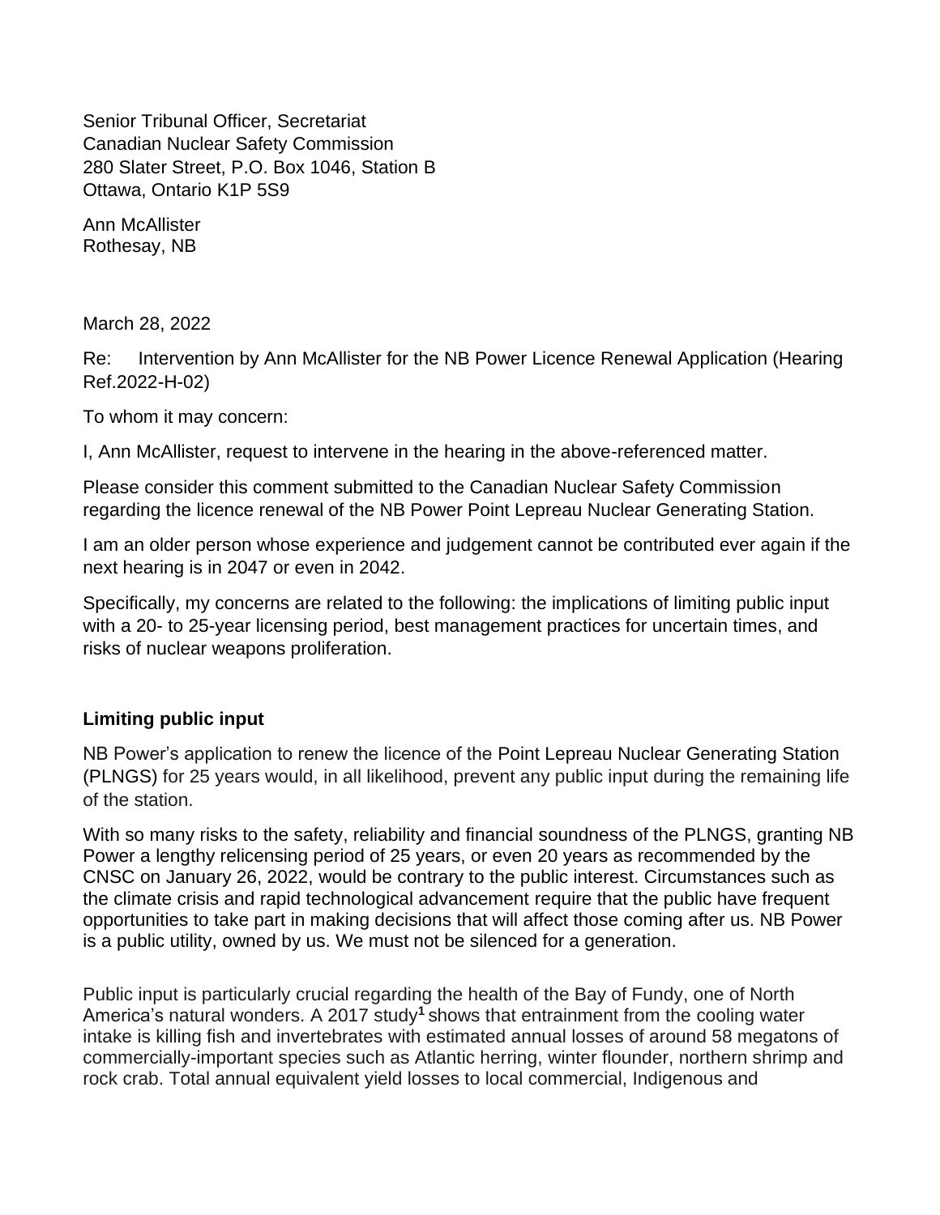Senior Tribunal Officer, Secretariat
Canadian Nuclear Safety Commission
280 Slater Street, P.O. Box 1046, Station B
Ottawa, Ontario K1P 5S9

Ann McAllister
Rothesay, NB

March 28, 2022

Re: Intervention by Ann McAllister for the NB Power Licence Renewal Application (Hearing Ref.2022-H-02)

To whom it may concern:

I, Ann McAllister, request to intervene in the hearing in the above-referenced matter.

Please consider this comment submitted to the Canadian Nuclear Safety Commission regarding the licence renewal of the NB Power Point Lepreau Nuclear Generating Station.

I am an older person whose experience and judgement cannot be contributed ever again if the next hearing is in 2047 or even in 2042.

Specifically, my concerns are related to the following: the implications of limiting public input with a 20- to 25-year licensing period, best management practices for uncertain times, and risks of nuclear weapons proliferation.

**Limiting public input**

NB Power's application to renew the licence of the Point Lepreau Nuclear Generating Station (PLNGS) for 25 years would, in all likelihood, prevent any public input during the remaining life of the station.

With so many risks to the safety, reliability and financial soundness of the PLNGS, granting NB Power a lengthy relicensing period of 25 years, or even 20 years as recommended by the CNSC on January 26, 2022, would be contrary to the public interest. Circumstances such as the climate crisis and rapid technological advancement require that the public have frequent opportunities to take part in making decisions that will affect those coming after us. NB Power is a public utility, owned by us. We must not be silenced for a generation.

Public input is particularly crucial regarding the health of the Bay of Fundy, one of North America's natural wonders. A 2017 study[1] shows that entrainment from the cooling water intake is killing fish and invertebrates with estimated annual losses of around 58 megatons of commercially-important species such as Atlantic herring, winter flounder, northern shrimp and rock crab. Total annual equivalent yield losses to local commercial, Indigenous and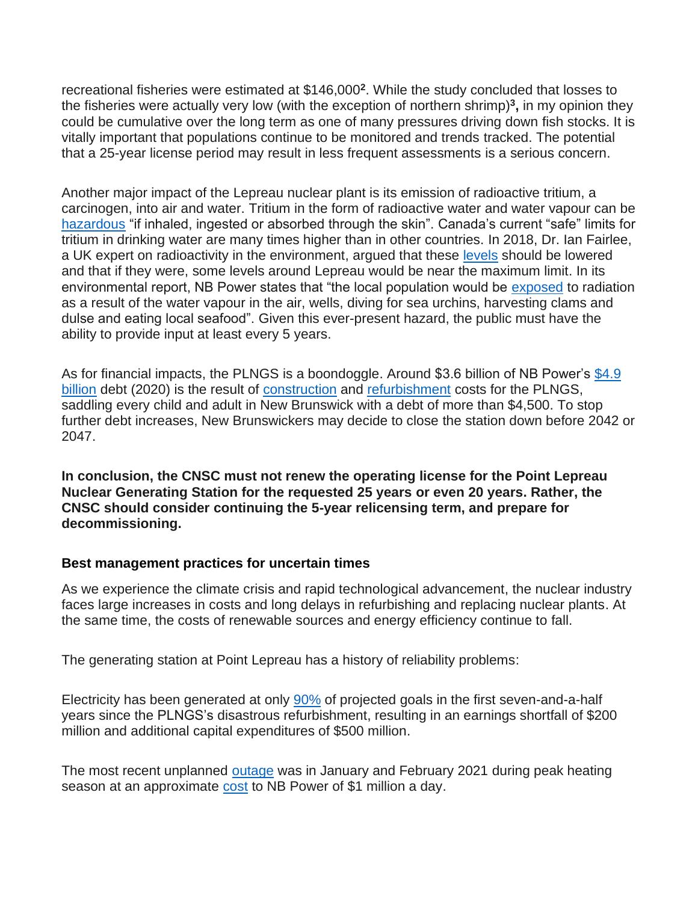recreational fisheries were estimated at $146,000[2]. While the study concluded that losses to the fisheries were actually very low (with the exception of northern shrimp)[3], in my opinion they could be cumulative over the long term as one of many pressures driving down fish stocks. It is vitally important that populations continue to be monitored and trends tracked. The potential that a 25-year license period may result in less frequent assessments is a serious concern.

Another major impact of the Lepreau nuclear plant is its emission of radioactive tritium, a carcinogen, into air and water. Tritium in the form of radioactive water and water vapour can be hazardous "if inhaled, ingested or absorbed through the skin". Canada's current "safe" limits for tritium in drinking water are many times higher than in other countries. In 2018, Dr. Ian Fairlee, a UK expert on radioactivity in the environment, argued that these levels should be lowered and that if they were, some levels around Lepreau would be near the maximum limit. In its environmental report, NB Power states that "the local population would be exposed to radiation as a result of the water vapour in the air, wells, diving for sea urchins, harvesting clams and dulse and eating local seafood". Given this ever-present hazard, the public must have the ability to provide input at least every 5 years.

As for financial impacts, the PLNGS is a boondoggle. Around $3.6 billion of NB Power's $4.9 billion debt (2020) is the result of construction and refurbishment costs for the PLNGS, saddling every child and adult in New Brunswick with a debt of more than $4,500. To stop further debt increases, New Brunswickers may decide to close the station down before 2042 or 2047.

**In conclusion, the CNSC must not renew the operating license for the Point Lepreau Nuclear Generating Station for the requested 25 years or even 20 years. Rather, the CNSC should consider continuing the 5-year relicensing term, and prepare for decommissioning.**

**Best management practices for uncertain times**

As we experience the climate crisis and rapid technological advancement, the nuclear industry faces large increases in costs and long delays in refurbishing and replacing nuclear plants. At the same time, the costs of renewable sources and energy efficiency continue to fall.

The generating station at Point Lepreau has a history of reliability problems:

Electricity has been generated at only 90% of projected goals in the first seven-and-a-half years since the PLNGS's disastrous refurbishment, resulting in an earnings shortfall of $200 million and additional capital expenditures of $500 million.

The most recent unplanned outage was in January and February 2021 during peak heating season at an approximate cost to NB Power of $1 million a day.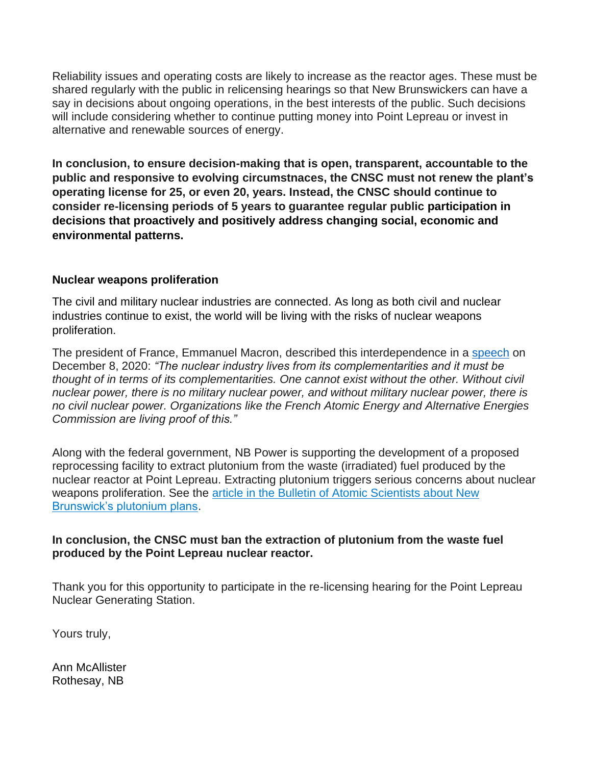Reliability issues and operating costs are likely to increase as the reactor ages. These must be shared regularly with the public in relicensing hearings so that New Brunswickers can have a say in decisions about ongoing operations, in the best interests of the public. Such decisions will include considering whether to continue putting money into Point Lepreau or invest in alternative and renewable sources of energy.

**In conclusion, to ensure decision-making that is open, transparent, accountable to the public and responsive to evolving circumstnaces, the CNSC must not renew the plant's operating license for 25, or even 20, years. Instead, the CNSC should continue to consider re-licensing periods of 5 years to guarantee regular public participation in decisions that proactively and positively address changing social, economic and environmental patterns.**

### Nuclear weapons proliferation

The civil and military nuclear industries are connected. As long as both civil and nuclear industries continue to exist, the world will be living with the risks of nuclear weapons proliferation.

The president of France, Emmanuel Macron, described this interdependence in a speech on December 8, 2020: *"The nuclear industry lives from its complementarities and it must be thought of in terms of its complementarities. One cannot exist without the other. Without civil nuclear power, there is no military nuclear power, and without military nuclear power, there is no civil nuclear power. Organizations like the French Atomic Energy and Alternative Energies Commission are living proof of this."*

Along with the federal government, NB Power is supporting the development of a proposed reprocessing facility to extract plutonium from the waste (irradiated) fuel produced by the nuclear reactor at Point Lepreau. Extracting plutonium triggers serious concerns about nuclear weapons proliferation. See the article in the Bulletin of Atomic Scientists about New Brunswick's plutonium plans.

**In conclusion, the CNSC must ban the extraction of plutonium from the waste fuel produced by the Point Lepreau nuclear reactor.**

Thank you for this opportunity to participate in the re-licensing hearing for the Point Lepreau Nuclear Generating Station.

Yours truly,

Ann McAllister
Rothesay, NB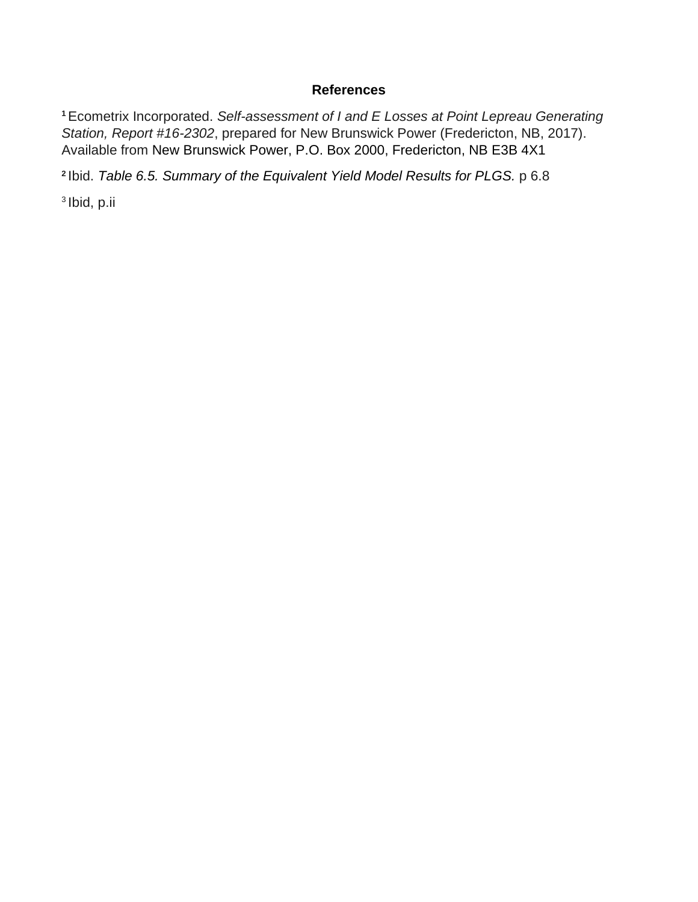**References**

[1] Ecometrix Incorporated. *Self-assessment of I and E Losses at Point Lepreau Generating Station, Report #16-2302*, prepared for New Brunswick Power (Fredericton, NB, 2017). Available from New Brunswick Power, P.O. Box 2000, Fredericton, NB E3B 4X1

[2] Ibid. *Table 6.5. Summary of the Equivalent Yield Model Results for PLGS.* p 6.8

[3] Ibid, p.ii